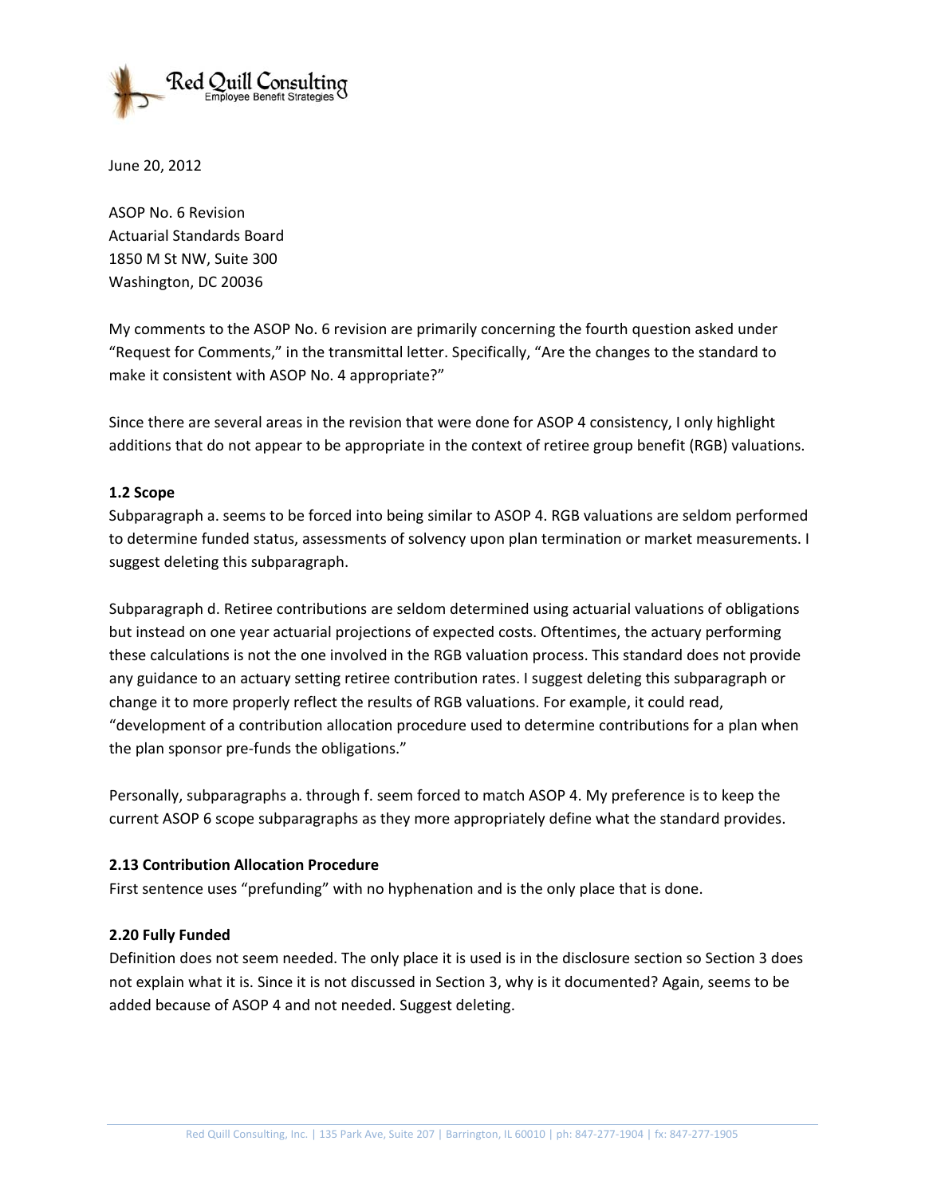Red Quill Consulting
Employee Benefit Strategies

June 20, 2012

ASOP No. 6 Revision
Actuarial Standards Board
1850 M St NW, Suite 300
Washington, DC 20036

My comments to the ASOP No. 6 revision are primarily concerning the fourth question asked under "Request for Comments," in the transmittal letter. Specifically, "Are the changes to the standard to make it consistent with ASOP No. 4 appropriate?"

Since there are several areas in the revision that were done for ASOP 4 consistency, I only highlight additions that do not appear to be appropriate in the context of retiree group benefit (RGB) valuations.

**1.2 Scope**

Subparagraph a. seems to be forced into being similar to ASOP 4. RGB valuations are seldom performed to determine funded status, assessments of solvency upon plan termination or market measurements. I suggest deleting this subparagraph.

Subparagraph d. Retiree contributions are seldom determined using actuarial valuations of obligations but instead on one year actuarial projections of expected costs. Oftentimes, the actuary performing these calculations is not the one involved in the RGB valuation process. This standard does not provide any guidance to an actuary setting retiree contribution rates. I suggest deleting this subparagraph or change it to more properly reflect the results of RGB valuations. For example, it could read, "development of a contribution allocation procedure used to determine contributions for a plan when the plan sponsor pre-funds the obligations."

Personally, subparagraphs a. through f. seem forced to match ASOP 4. My preference is to keep the current ASOP 6 scope subparagraphs as they more appropriately define what the standard provides.

**2.13 Contribution Allocation Procedure**

First sentence uses "prefunding" with no hyphenation and is the only place that is done.

**2.20 Fully Funded**

Definition does not seem needed. The only place it is used is in the disclosure section so Section 3 does not explain what it is. Since it is not discussed in Section 3, why is it documented? Again, seems to be added because of ASOP 4 and not needed. Suggest deleting.

Red Quill Consulting, Inc. | 135 Park Ave, Suite 207 | Barrington, IL 60010 | ph: 847-277-1904 | fx: 847-277-1905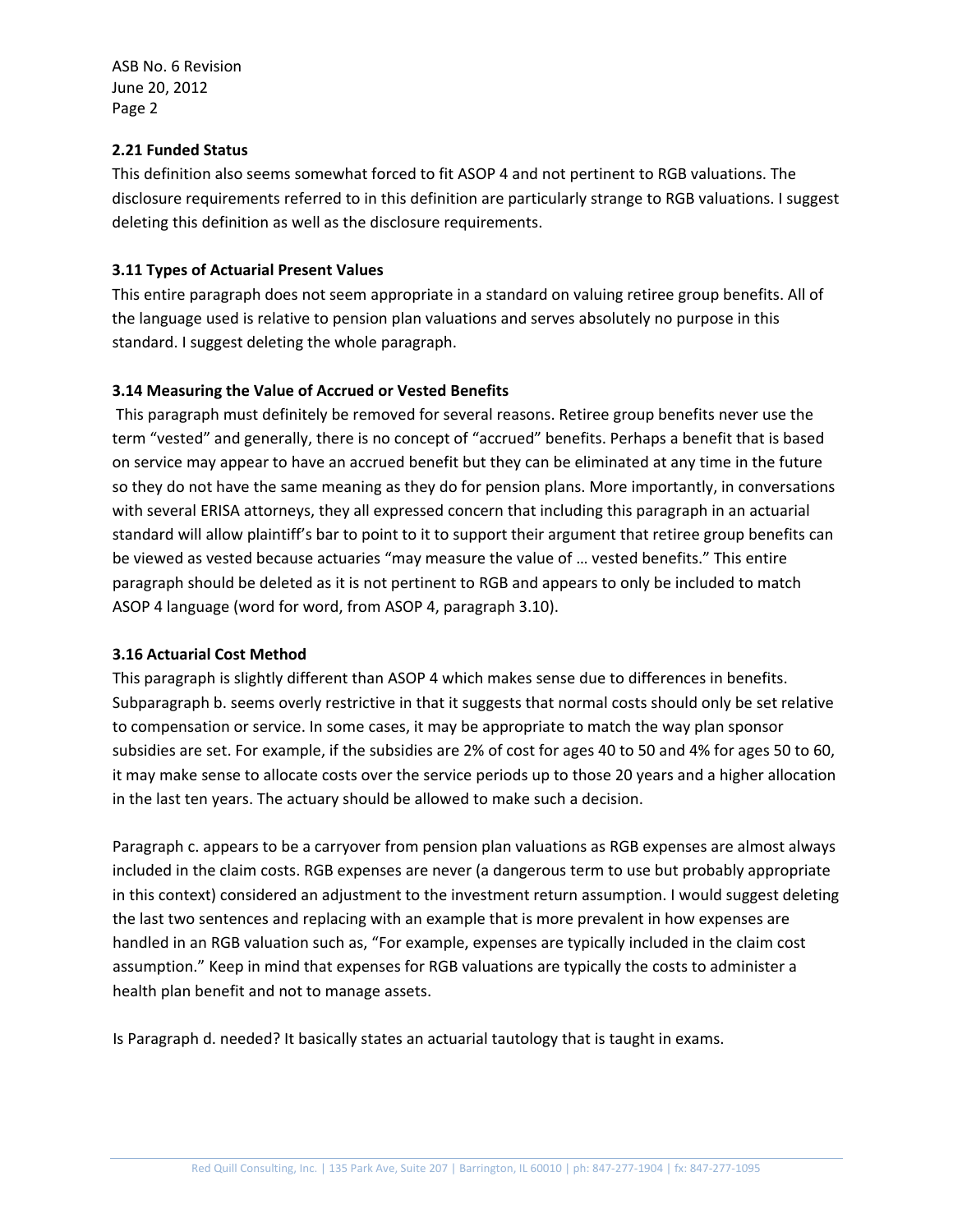**2.21 Funded Status**

This definition also seems somewhat forced to fit ASOP 4 and not pertinent to RGB valuations. The disclosure requirements referred to in this definition are particularly strange to RGB valuations. I suggest deleting this definition as well as the disclosure requirements.

**3.11 Types of Actuarial Present Values**

This entire paragraph does not seem appropriate in a standard on valuing retiree group benefits. All of the language used is relative to pension plan valuations and serves absolutely no purpose in this standard. I suggest deleting the whole paragraph.

**3.14 Measuring the Value of Accrued or Vested Benefits**

This paragraph must definitely be removed for several reasons. Retiree group benefits never use the term "vested" and generally, there is no concept of "accrued" benefits. Perhaps a benefit that is based on service may appear to have an accrued benefit but they can be eliminated at any time in the future so they do not have the same meaning as they do for pension plans. More importantly, in conversations with several ERISA attorneys, they all expressed concern that including this paragraph in an actuarial standard will allow plaintiff's bar to point to it to support their argument that retiree group benefits can be viewed as vested because actuaries "may measure the value of … vested benefits." This entire paragraph should be deleted as it is not pertinent to RGB and appears to only be included to match ASOP 4 language (word for word, from ASOP 4, paragraph 3.10).

**3.16 Actuarial Cost Method**

This paragraph is slightly different than ASOP 4 which makes sense due to differences in benefits. Subparagraph b. seems overly restrictive in that it suggests that normal costs should only be set relative to compensation or service. In some cases, it may be appropriate to match the way plan sponsor subsidies are set. For example, if the subsidies are 2% of cost for ages 40 to 50 and 4% for ages 50 to 60, it may make sense to allocate costs over the service periods up to those 20 years and a higher allocation in the last ten years. The actuary should be allowed to make such a decision.

Paragraph c. appears to be a carryover from pension plan valuations as RGB expenses are almost always included in the claim costs. RGB expenses are never (a dangerous term to use but probably appropriate in this context) considered an adjustment to the investment return assumption. I would suggest deleting the last two sentences and replacing with an example that is more prevalent in how expenses are handled in an RGB valuation such as, "For example, expenses are typically included in the claim cost assumption." Keep in mind that expenses for RGB valuations are typically the costs to administer a health plan benefit and not to manage assets.

Is Paragraph d. needed? It basically states an actuarial tautology that is taught in exams.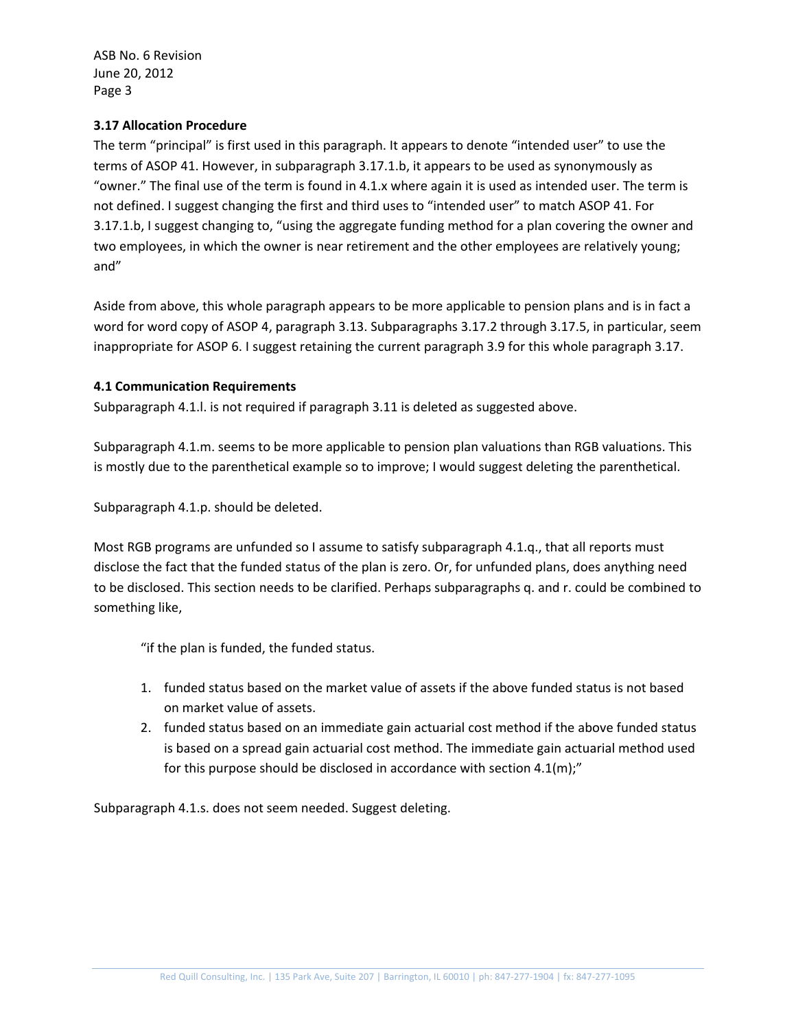### 3.17 Allocation Procedure

The term "principal" is first used in this paragraph. It appears to denote "intended user" to use the terms of ASOP 41. However, in subparagraph 3.17.1.b, it appears to be used as synonymously as "owner." The final use of the term is found in 4.1.x where again it is used as intended user. The term is not defined. I suggest changing the first and third uses to "intended user" to match ASOP 41. For 3.17.1.b, I suggest changing to, "using the aggregate funding method for a plan covering the owner and two employees, in which the owner is near retirement and the other employees are relatively young; and"

Aside from above, this whole paragraph appears to be more applicable to pension plans and is in fact a word for word copy of ASOP 4, paragraph 3.13. Subparagraphs 3.17.2 through 3.17.5, in particular, seem inappropriate for ASOP 6. I suggest retaining the current paragraph 3.9 for this whole paragraph 3.17.

### 4.1 Communication Requirements

Subparagraph 4.1.l. is not required if paragraph 3.11 is deleted as suggested above.

Subparagraph 4.1.m. seems to be more applicable to pension plan valuations than RGB valuations. This is mostly due to the parenthetical example so to improve; I would suggest deleting the parenthetical.

Subparagraph 4.1.p. should be deleted.

Most RGB programs are unfunded so I assume to satisfy subparagraph 4.1.q., that all reports must disclose the fact that the funded status of the plan is zero. Or, for unfunded plans, does anything need to be disclosed. This section needs to be clarified. Perhaps subparagraphs q. and r. could be combined to something like,

> "if the plan is funded, the funded status.
>
> 1. funded status based on the market value of assets if the above funded status is not based on market value of assets.
> 2. funded status based on an immediate gain actuarial cost method if the above funded status is based on a spread gain actuarial cost method. The immediate gain actuarial method used for this purpose should be disclosed in accordance with section 4.1(m);"

Subparagraph 4.1.s. does not seem needed. Suggest deleting.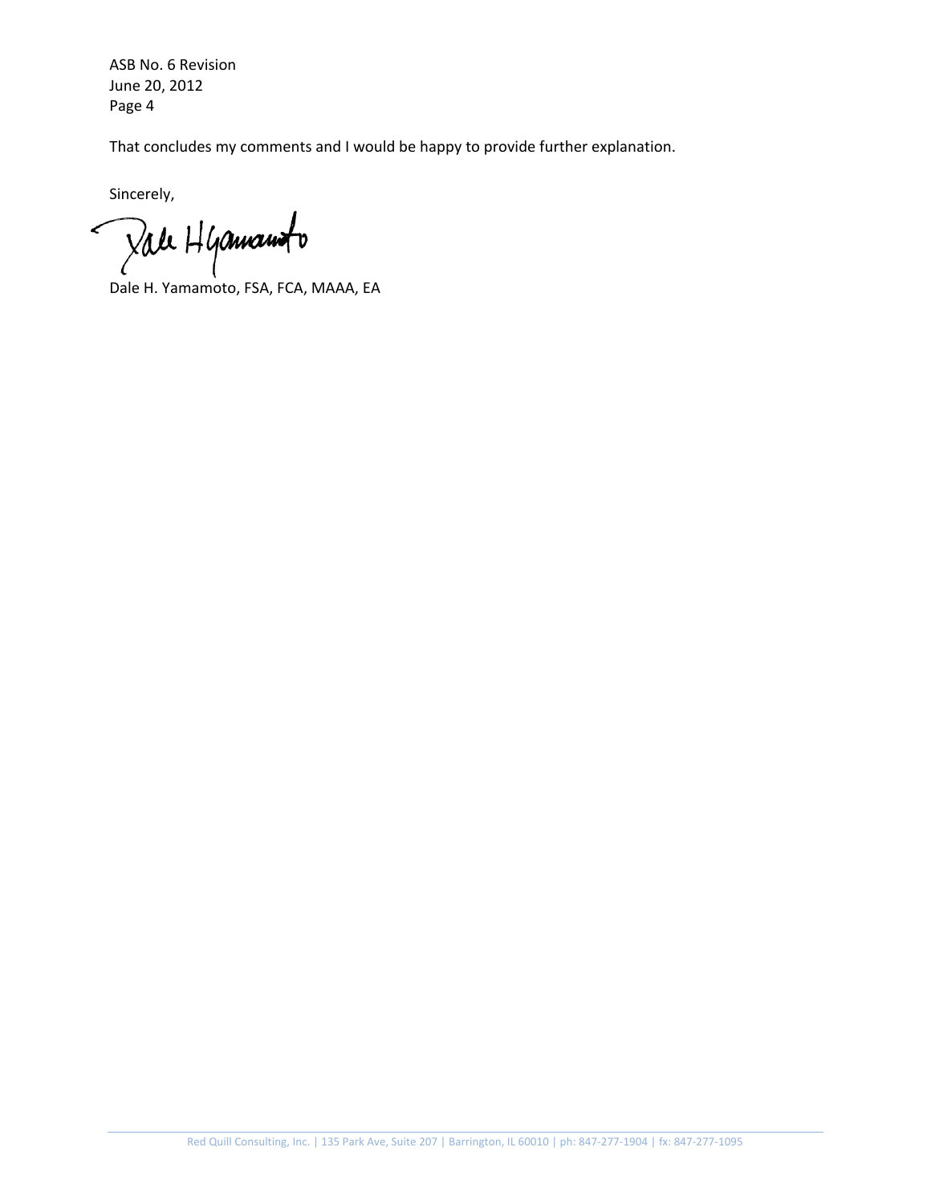That concludes my comments and I would be happy to provide further explanation.

Sincerely,

Dale H. Yamamoto, FSA, FCA, MAAA, EA